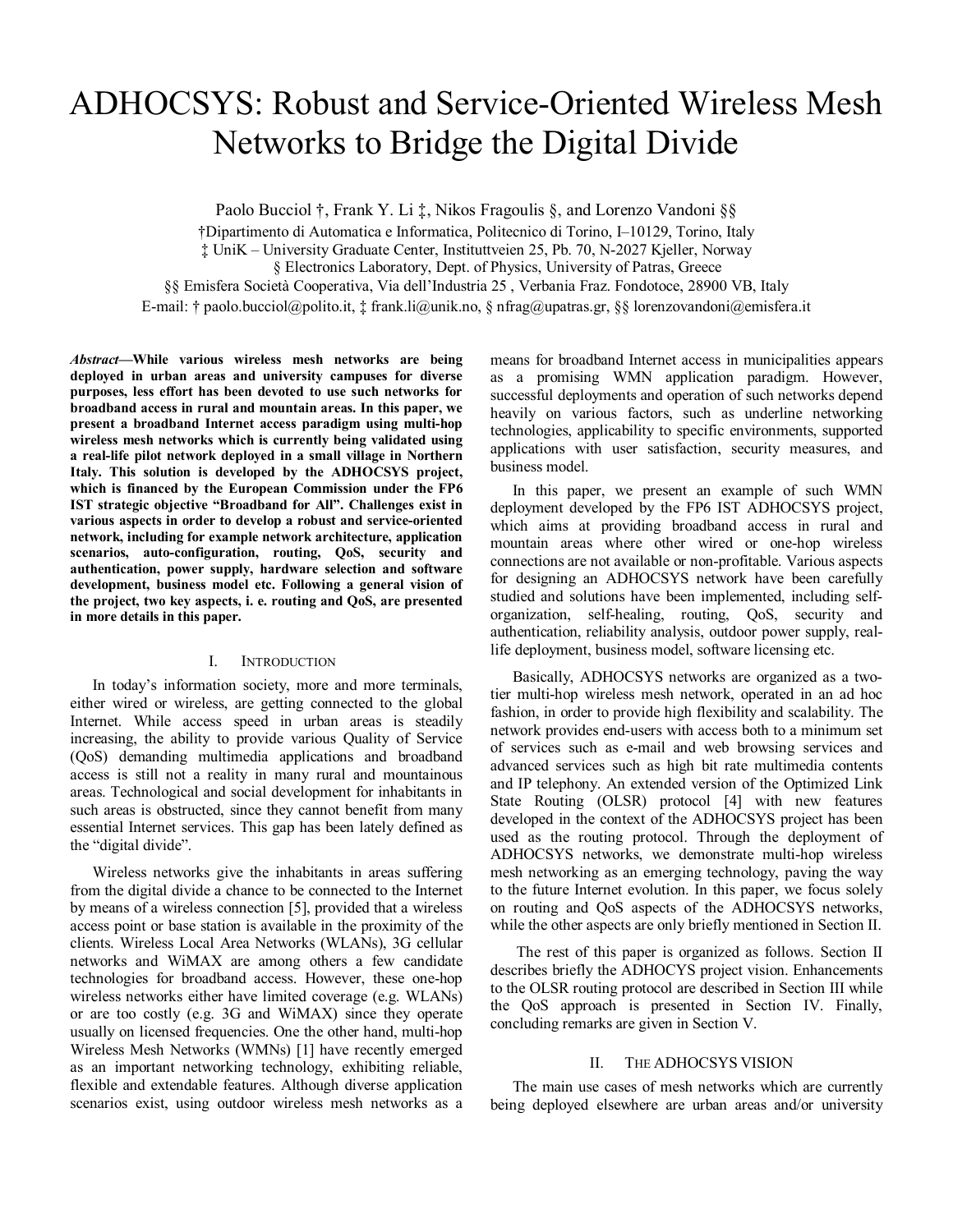# ADHOCSYS: Robust and Service-Oriented Wireless Mesh Networks to Bridge the Digital Divide

Paolo Bucciol †, Frank Y. Li ‡, Nikos Fragoulis §, and Lorenzo Vandoni §§

†Dipartimento di Automatica e Informatica, Politecnico di Torino, I–10129, Torino, Italy

‡ UniK – University Graduate Center, Instituttveien 25, Pb. 70, N-2027 Kjeller, Norway

§ Electronics Laboratory, Dept. of Physics, University of Patras, Greece

§§ Emisfera Società Cooperativa, Via dell'Industria 25 , Verbania Fraz. Fondotoce, 28900 VB, Italy

E-mail: † paolo.bucciol@polito.it, ‡ frank.li@unik.no, § nfrag@upatras.gr, §§ lorenzovandoni@emisfera.it

***Abstract*—While various wireless mesh networks are being deployed in urban areas and university campuses for diverse purposes, less effort has been devoted to use such networks for broadband access in rural and mountain areas. In this paper, we present a broadband Internet access paradigm using multi-hop wireless mesh networks which is currently being validated using a real-life pilot network deployed in a small village in Northern Italy. This solution is developed by the ADHOCSYS project, which is financed by the European Commission under the FP6 IST strategic objective "Broadband for All". Challenges exist in various aspects in order to develop a robust and service-oriented network, including for example network architecture, application scenarios, auto-configuration, routing, QoS, security and authentication, power supply, hardware selection and software development, business model etc. Following a general vision of the project, two key aspects, i. e. routing and QoS, are presented in more details in this paper.**

## I. Introduction

In today's information society, more and more terminals, either wired or wireless, are getting connected to the global Internet. While access speed in urban areas is steadily increasing, the ability to provide various Quality of Service (QoS) demanding multimedia applications and broadband access is still not a reality in many rural and mountainous areas. Technological and social development for inhabitants in such areas is obstructed, since they cannot benefit from many essential Internet services. This gap has been lately defined as the "digital divide".

Wireless networks give the inhabitants in areas suffering from the digital divide a chance to be connected to the Internet by means of a wireless connection [5], provided that a wireless access point or base station is available in the proximity of the clients. Wireless Local Area Networks (WLANs), 3G cellular networks and WiMAX are among others a few candidate technologies for broadband access. However, these one-hop wireless networks either have limited coverage (e.g. WLANs) or are too costly (e.g. 3G and WiMAX) since they operate usually on licensed frequencies. One the other hand, multi-hop Wireless Mesh Networks (WMNs) [1] have recently emerged as an important networking technology, exhibiting reliable, flexible and extendable features. Although diverse application scenarios exist, using outdoor wireless mesh networks as a means for broadband Internet access in municipalities appears as a promising WMN application paradigm. However, successful deployments and operation of such networks depend heavily on various factors, such as underline networking technologies, applicability to specific environments, supported applications with user satisfaction, security measures, and business model.

In this paper, we present an example of such WMN deployment developed by the FP6 IST ADHOCSYS project, which aims at providing broadband access in rural and mountain areas where other wired or one-hop wireless connections are not available or non-profitable. Various aspects for designing an ADHOCSYS network have been carefully studied and solutions have been implemented, including self-organization, self-healing, routing, QoS, security and authentication, reliability analysis, outdoor power supply, real-life deployment, business model, software licensing etc.

Basically, ADHOCSYS networks are organized as a two-tier multi-hop wireless mesh network, operated in an ad hoc fashion, in order to provide high flexibility and scalability. The network provides end-users with access both to a minimum set of services such as e-mail and web browsing services and advanced services such as high bit rate multimedia contents and IP telephony. An extended version of the Optimized Link State Routing (OLSR) protocol [4] with new features developed in the context of the ADHOCSYS project has been used as the routing protocol. Through the deployment of ADHOCSYS networks, we demonstrate multi-hop wireless mesh networking as an emerging technology, paving the way to the future Internet evolution. In this paper, we focus solely on routing and QoS aspects of the ADHOCSYS networks, while the other aspects are only briefly mentioned in Section II.

The rest of this paper is organized as follows. Section II describes briefly the ADHOCYS project vision. Enhancements to the OLSR routing protocol are described in Section III while the QoS approach is presented in Section IV. Finally, concluding remarks are given in Section V.

## II. The ADHOCSYS Vision

The main use cases of mesh networks which are currently being deployed elsewhere are urban areas and/or university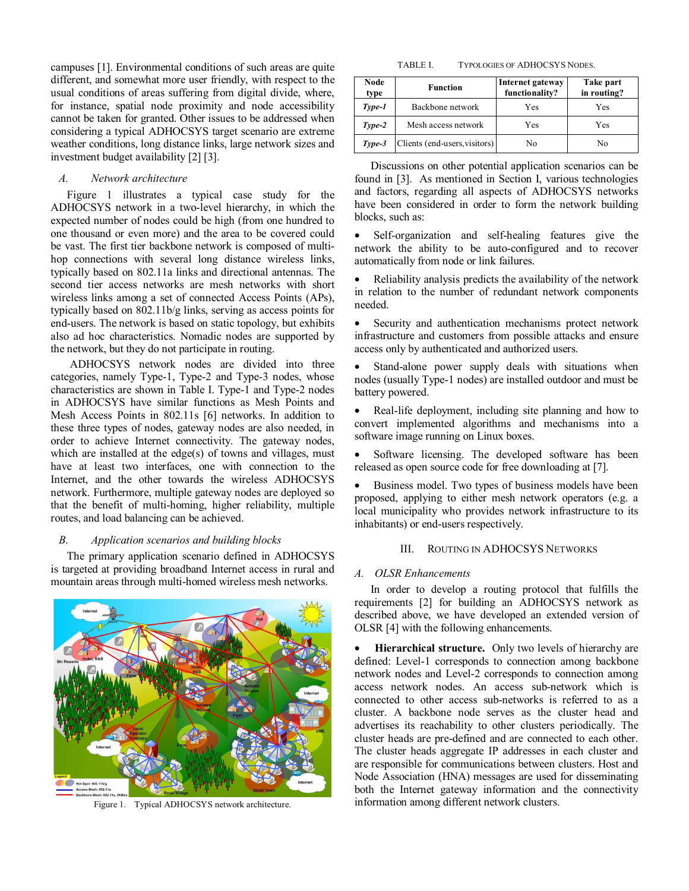campuses [1]. Environmental conditions of such areas are quite different, and somewhat more user friendly, with respect to the usual conditions of areas suffering from digital divide, where, for instance, spatial node proximity and node accessibility cannot be taken for granted. Other issues to be addressed when considering a typical ADHOCSYS target scenario are extreme weather conditions, long distance links, large network sizes and investment budget availability [2] [3].

### *A. Network architecture*

Figure 1 illustrates a typical case study for the ADHOCSYS network in a two-level hierarchy, in which the expected number of nodes could be high (from one hundred to one thousand or even more) and the area to be covered could be vast. The first tier backbone network is composed of multi-hop connections with several long distance wireless links, typically based on 802.11a links and directional antennas. The second tier access networks are mesh networks with short wireless links among a set of connected Access Points (APs), typically based on 802.11b/g links, serving as access points for end-users. The network is based on static topology, but exhibits also ad hoc characteristics. Nomadic nodes are supported by the network, but they do not participate in routing.

ADHOCSYS network nodes are divided into three categories, namely Type-1, Type-2 and Type-3 nodes, whose characteristics are shown in Table I. Type-1 and Type-2 nodes in ADHOCSYS have similar functions as Mesh Points and Mesh Access Points in 802.11s [6] networks. In addition to these three types of nodes, gateway nodes are also needed, in order to achieve Internet connectivity. The gateway nodes, which are installed at the edge(s) of towns and villages, must have at least two interfaces, one with connection to the Internet, and the other towards the wireless ADHOCSYS network. Furthermore, multiple gateway nodes are deployed so that the benefit of multi-homing, higher reliability, multiple routes, and load balancing can be achieved.

### *B. Application scenarios and building blocks*

The primary application scenario defined in ADHOCSYS is targeted at providing broadband Internet access in rural and mountain areas through multi-homed wireless mesh networks.

Figure 1. Typical ADHOCSYS network architecture.

TABLE I. TYPOLOGIES OF ADHOCSYS NODES.

| Node type | Function | Internet gateway functionality? | Take part in routing? |
|---|---|---|---|
| ***Type-1*** | Backbone network | Yes | Yes |
| ***Type-2*** | Mesh access network | Yes | Yes |
| ***Type-3*** | Clients (end-users,visitors) | No | No |

Discussions on other potential application scenarios can be found in [3]. As mentioned in Section I, various technologies and factors, regarding all aspects of ADHOCSYS networks have been considered in order to form the network building blocks, such as:

- Self-organization and self-healing features give the network the ability to be auto-configured and to recover automatically from node or link failures.
- Reliability analysis predicts the availability of the network in relation to the number of redundant network components needed.
- Security and authentication mechanisms protect network infrastructure and customers from possible attacks and ensure access only by authenticated and authorized users.
- Stand-alone power supply deals with situations when nodes (usually Type-1 nodes) are installed outdoor and must be battery powered.
- Real-life deployment, including site planning and how to convert implemented algorithms and mechanisms into a software image running on Linux boxes.
- Software licensing. The developed software has been released as open source code for free downloading at [7].
- Business model. Two types of business models have been proposed, applying to either mesh network operators (e.g. a local municipality who provides network infrastructure to its inhabitants) or end-users respectively.

## III. ROUTING IN ADHOCSYS NETWORKS

### *A. OLSR Enhancements*

In order to develop a routing protocol that fulfills the requirements [2] for building an ADHOCSYS network as described above, we have developed an extended version of OLSR [4] with the following enhancements.

- **Hierarchical structure.** Only two levels of hierarchy are defined: Level-1 corresponds to connection among backbone network nodes and Level-2 corresponds to connection among access network nodes. An access sub-network which is connected to other access sub-networks is referred to as a cluster. A backbone node serves as the cluster head and advertises its reachability to other clusters periodically. The cluster heads are pre-defined and are connected to each other. The cluster heads aggregate IP addresses in each cluster and are responsible for communications between clusters. Host and Node Association (HNA) messages are used for disseminating both the Internet gateway information and the connectivity information among different network clusters.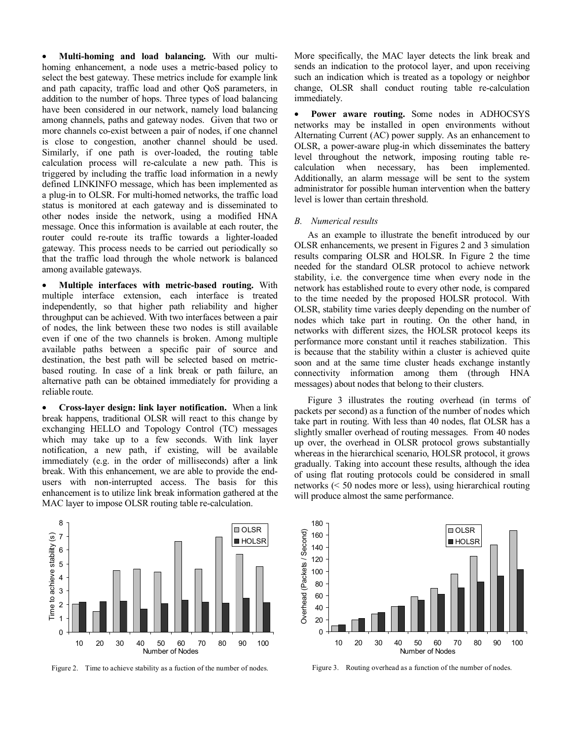- **Multi-homing and load balancing.** With our multi-homing enhancement, a node uses a metric-based policy to select the best gateway. These metrics include for example link and path capacity, traffic load and other QoS parameters, in addition to the number of hops. Three types of load balancing have been considered in our network, namely load balancing among channels, paths and gateway nodes. Given that two or more channels co-exist between a pair of nodes, if one channel is close to congestion, another channel should be used. Similarly, if one path is over-loaded, the routing table calculation process will re-calculate a new path. This is triggered by including the traffic load information in a newly defined LINKINFO message, which has been implemented as a plug-in to OLSR. For multi-homed networks, the traffic load status is monitored at each gateway and is disseminated to other nodes inside the network, using a modified HNA message. Once this information is available at each router, the router could re-route its traffic towards a lighter-loaded gateway. This process needs to be carried out periodically so that the traffic load through the whole network is balanced among available gateways.

- **Multiple interfaces with metric-based routing.** With multiple interface extension, each interface is treated independently, so that higher path reliability and higher throughput can be achieved. With two interfaces between a pair of nodes, the link between these two nodes is still available even if one of the two channels is broken. Among multiple available paths between a specific pair of source and destination, the best path will be selected based on metric-based routing. In case of a link break or path failure, an alternative path can be obtained immediately for providing a reliable route.

- **Cross-layer design: link layer notification.** When a link break happens, traditional OLSR will react to this change by exchanging HELLO and Topology Control (TC) messages which may take up to a few seconds. With link layer notification, a new path, if existing, will be available immediately (e.g. in the order of milliseconds) after a link break. With this enhancement, we are able to provide the end-users with non-interrupted access. The basis for this enhancement is to utilize link break information gathered at the MAC layer to impose OLSR routing table re-calculation. More specifically, the MAC layer detects the link break and sends an indication to the protocol layer, and upon receiving such an indication which is treated as a topology or neighbor change, OLSR shall conduct routing table re-calculation immediately.

- **Power aware routing.** Some nodes in ADHOCSYS networks may be installed in open environments without Alternating Current (AC) power supply. As an enhancement to OLSR, a power-aware plug-in which disseminates the battery level throughout the network, imposing routing table re-calculation when necessary, has been implemented. Additionally, an alarm message will be sent to the system administrator for possible human intervention when the battery level is lower than certain threshold.

### B. Numerical results

As an example to illustrate the benefit introduced by our OLSR enhancements, we present in Figures 2 and 3 simulation results comparing OLSR and HOLSR. In Figure 2 the time needed for the standard OLSR protocol to achieve network stability, i.e. the convergence time when every node in the network has established route to every other node, is compared to the time needed by the proposed HOLSR protocol. With OLSR, stability time varies deeply depending on the number of nodes which take part in routing. On the other hand, in networks with different sizes, the HOLSR protocol keeps its performance more constant until it reaches stabilization. This is because that the stability within a cluster is achieved quite soon and at the same time cluster heads exchange instantly connectivity information among them (through HNA messages) about nodes that belong to their clusters.

Figure 3 illustrates the routing overhead (in terms of packets per second) as a function of the number of nodes which take part in routing. With less than 40 nodes, flat OLSR has a slightly smaller overhead of routing messages. From 40 nodes up over, the overhead in OLSR protocol grows substantially whereas in the hierarchical scenario, HOLSR protocol, it grows gradually. Taking into account these results, although the idea of using flat routing protocols could be considered in small networks (< 50 nodes more or less), using hierarchical routing will produce almost the same performance.

Time to achieve stability (s)
0 1 2 3 4 5 6 7 8
10 20 30 40 50 60 70 80 90 100
Number of Nodes
OLSR
HOLSR

Figure 2. Time to achieve stability as a fuction of the number of nodes.

Overhead (Packets / Second)
0 20 40 60 80 100 120 140 160 180
10 20 30 40 50 60 70 80 90 100
Number of Nodes
OLSR
HOLSR

Figure 3. Routing overhead as a function of the number of nodes.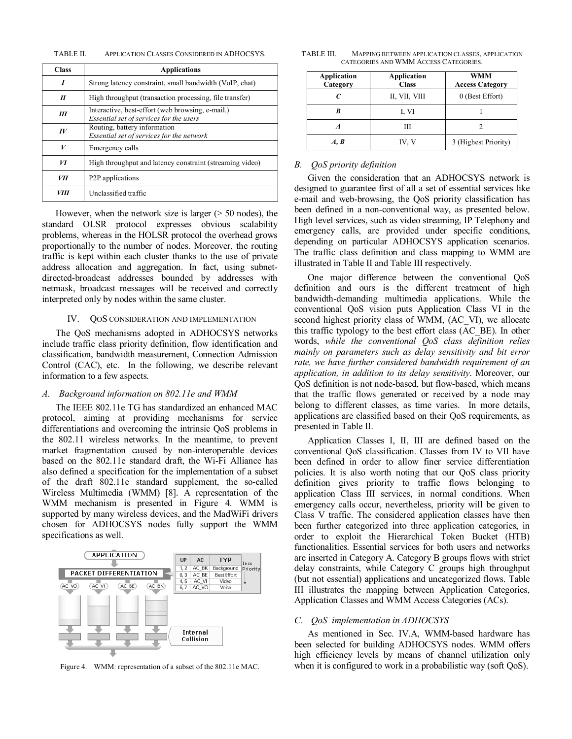TABLE II. APPLICATION CLASSES CONSIDERED IN ADHOCSYS.

| Class | Applications |
|---|---|
| *I* | Strong latency constraint, small bandwidth (VoIP, chat) |
| *II* | High throughput (transaction processing, file transfer) |
| *III* | Interactive, best-effort (web browsing, e-mail.) *Essential set of services for the users* |
| *IV* | Routing, battery information *Essential set of services for the network* |
| *V* | Emergency calls |
| *VI* | High throughput and latency constraint (streaming video) |
| *VII* | P2P applications |
| *VIII* | Unclassified traffic |

However, when the network size is larger (> 50 nodes), the standard OLSR protocol expresses obvious scalability problems, whereas in the HOLSR protocol the overhead grows proportionally to the number of nodes. Moreover, the routing traffic is kept within each cluster thanks to the use of private address allocation and aggregation. In fact, using subnet-directed-broadcast addresses bounded by addresses with netmask, broadcast messages will be received and correctly interpreted only by nodes within the same cluster.

## IV. QOS CONSIDERATION AND IMPLEMENTATION

The QoS mechanisms adopted in ADHOCSYS networks include traffic class priority definition, flow identification and classification, bandwidth measurement, Connection Admission Control (CAC), etc. In the following, we describe relevant information to a few aspects.

### *A. Background information on 802.11e and WMM*

The IEEE 802.11e TG has standardized an enhanced MAC protocol, aiming at providing mechanisms for service differentiations and overcoming the intrinsic QoS problems in the 802.11 wireless networks. In the meantime, to prevent market fragmentation caused by non-interoperable devices based on the 802.11e standard draft, the Wi-Fi Alliance has also defined a specification for the implementation of a subset of the draft 802.11e standard supplement, the so-called Wireless Multimedia (WMM) [8]. A representation of the WMM mechanism is presented in Figure 4. WMM is supported by many wireless devices, and the MadWiFi drivers chosen for ADHOCSYS nodes fully support the WMM specifications as well.

Figure 4. WMM: representation of a subset of the 802.11e MAC.

TABLE III. MAPPING BETWEEN APPLICATION CLASSES, APPLICATION CATEGORIES AND WMM ACCESS CATEGORIES.

| Application Category | Application Class | WMM Access Category |
|---|---|---|
| *C* | II, VII, VIII | 0 (Best Effort) |
| *B* | I, VI | 1 |
| *A* | III | 2 |
| *A, B* | IV, V | 3 (Highest Priority) |

### *B. QoS priority definition*

Given the consideration that an ADHOCSYS network is designed to guarantee first of all a set of essential services like e-mail and web-browsing, the QoS priority classification has been defined in a non-conventional way, as presented below. High level services, such as video streaming, IP Telephony and emergency calls, are provided under specific conditions, depending on particular ADHOCSYS application scenarios. The traffic class definition and class mapping to WMM are illustrated in Table II and Table III respectively.

One major difference between the conventional QoS definition and ours is the different treatment of high bandwidth-demanding multimedia applications. While the conventional QoS vision puts Application Class VI in the second highest priority class of WMM, (AC_VI), we allocate this traffic typology to the best effort class (AC_BE). In other words, *while the conventional QoS class definition relies mainly on parameters such as delay sensitivity and bit error rate, we have further considered bandwidth requirement of an application, in addition to its delay sensitivity*. Moreover, our QoS definition is not node-based, but flow-based, which means that the traffic flows generated or received by a node may belong to different classes, as time varies. In more details, applications are classified based on their QoS requirements, as presented in Table II.

Application Classes I, II, III are defined based on the conventional QoS classification. Classes from IV to VII have been defined in order to allow finer service differentiation policies. It is also worth noting that our QoS class priority definition gives priority to traffic flows belonging to application Class III services, in normal conditions. When emergency calls occur, nevertheless, priority will be given to Class V traffic. The considered application classes have then been further categorized into three application categories, in order to exploit the Hierarchical Token Bucket (HTB) functionalities. Essential services for both users and networks are inserted in Category A. Category B groups flows with strict delay constraints, while Category C groups high throughput (but not essential) applications and uncategorized flows. Table III illustrates the mapping between Application Categories, Application Classes and WMM Access Categories (ACs).

### *C. QoS implementation in ADHOCSYS*

As mentioned in Sec. IV.A, WMM-based hardware has been selected for building ADHOCSYS nodes. WMM offers high efficiency levels by means of channel utilization only when it is configured to work in a probabilistic way (soft QoS).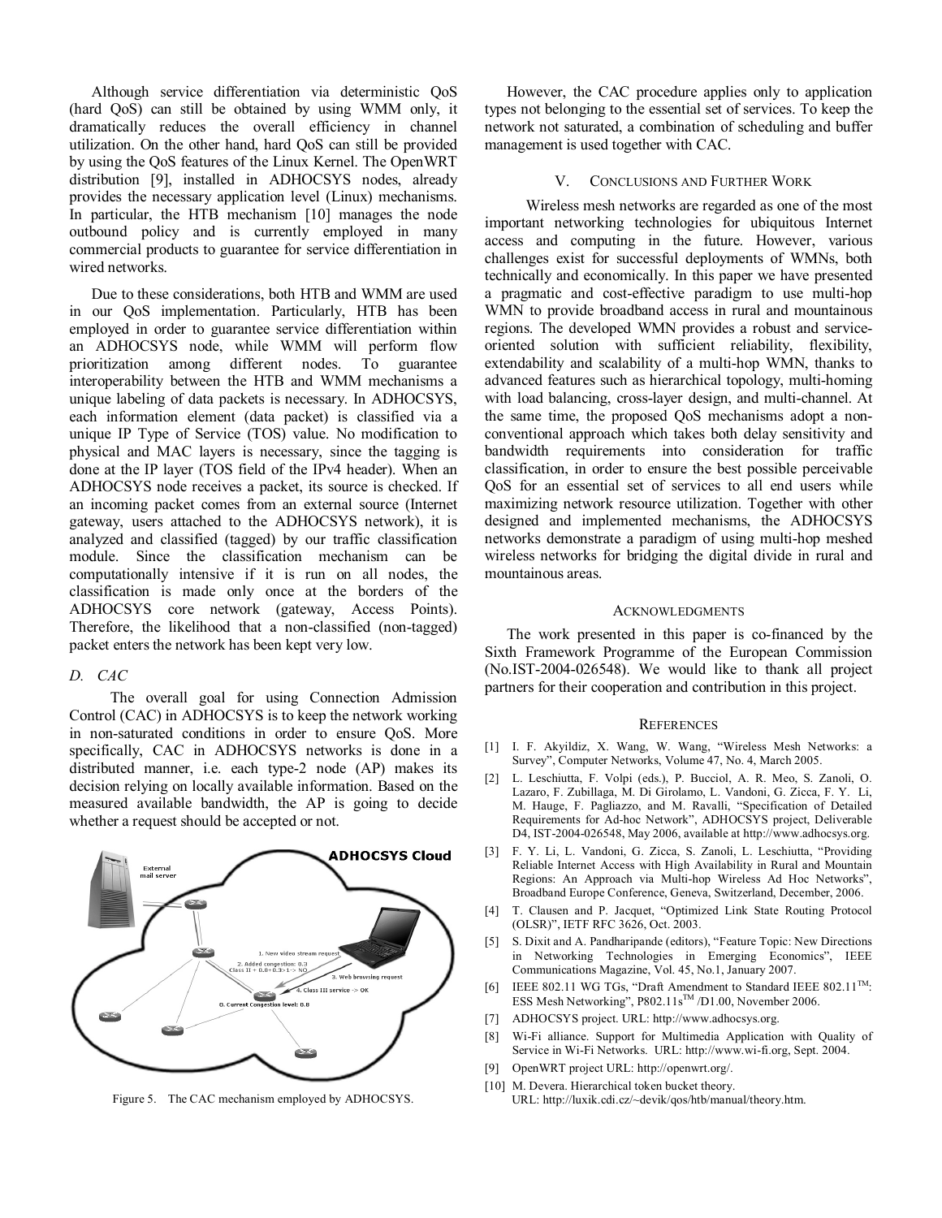Although service differentiation via deterministic QoS (hard QoS) can still be obtained by using WMM only, it dramatically reduces the overall efficiency in channel utilization. On the other hand, hard QoS can still be provided by using the QoS features of the Linux Kernel. The OpenWRT distribution [9], installed in ADHOCSYS nodes, already provides the necessary application level (Linux) mechanisms. In particular, the HTB mechanism [10] manages the node outbound policy and is currently employed in many commercial products to guarantee for service differentiation in wired networks.

Due to these considerations, both HTB and WMM are used in our QoS implementation. Particularly, HTB has been employed in order to guarantee service differentiation within an ADHOCSYS node, while WMM will perform flow prioritization among different nodes. To guarantee interoperability between the HTB and WMM mechanisms a unique labeling of data packets is necessary. In ADHOCSYS, each information element (data packet) is classified via a unique IP Type of Service (TOS) value. No modification to physical and MAC layers is necessary, since the tagging is done at the IP layer (TOS field of the IPv4 header). When an ADHOCSYS node receives a packet, its source is checked. If an incoming packet comes from an external source (Internet gateway, users attached to the ADHOCSYS network), it is analyzed and classified (tagged) by our traffic classification module. Since the classification mechanism can be computationally intensive if it is run on all nodes, the classification is made only once at the borders of the ADHOCSYS core network (gateway, Access Points). Therefore, the likelihood that a non-classified (non-tagged) packet enters the network has been kept very low.

### *D. CAC*

The overall goal for using Connection Admission Control (CAC) in ADHOCSYS is to keep the network working in non-saturated conditions in order to ensure QoS. More specifically, CAC in ADHOCSYS networks is done in a distributed manner, i.e. each type-2 node (AP) makes its decision relying on locally available information. Based on the measured available bandwidth, the AP is going to decide whether a request should be accepted or not.

ADHOCSYS Cloud
External mail server
1. New video stream request
2. Added congestion: 0.3
Class II + 0.8+0.3>1-> NO
3. Web browsing request
4. Class III service -> OK
0. Current Congestion level: 0.8

Figure 5. The CAC mechanism employed by ADHOCSYS.

However, the CAC procedure applies only to application types not belonging to the essential set of services. To keep the network not saturated, a combination of scheduling and buffer management is used together with CAC.

## V. Conclusions and Further Work

Wireless mesh networks are regarded as one of the most important networking technologies for ubiquitous Internet access and computing in the future. However, various challenges exist for successful deployments of WMNs, both technically and economically. In this paper we have presented a pragmatic and cost-effective paradigm to use multi-hop WMN to provide broadband access in rural and mountainous regions. The developed WMN provides a robust and service-oriented solution with sufficient reliability, flexibility, extendability and scalability of a multi-hop WMN, thanks to advanced features such as hierarchical topology, multi-homing with load balancing, cross-layer design, and multi-channel. At the same time, the proposed QoS mechanisms adopt a non-conventional approach which takes both delay sensitivity and bandwidth requirements into consideration for traffic classification, in order to ensure the best possible perceivable QoS for an essential set of services to all end users while maximizing network resource utilization. Together with other designed and implemented mechanisms, the ADHOCSYS networks demonstrate a paradigm of using multi-hop meshed wireless networks for bridging the digital divide in rural and mountainous areas.

## Acknowledgments

The work presented in this paper is co-financed by the Sixth Framework Programme of the European Commission (No.IST-2004-026548). We would like to thank all project partners for their cooperation and contribution in this project.

## References

[1] I. F. Akyildiz, X. Wang, W. Wang, "Wireless Mesh Networks: a Survey", Computer Networks, Volume 47, No. 4, March 2005.

[2] L. Leschiutta, F. Volpi (eds.), P. Bucciol, A. R. Meo, S. Zanoli, O. Lazaro, F. Zubillaga, M. Di Girolamo, L. Vandoni, G. Zicca, F. Y. Li, M. Hauge, F. Pagliazzo, and M. Ravalli, "Specification of Detailed Requirements for Ad-hoc Network", ADHOCSYS project, Deliverable D4, IST-2004-026548, May 2006, available at http://www.adhocsys.org.

[3] F. Y. Li, L. Vandoni, G. Zicca, S. Zanoli, L. Leschiutta, "Providing Reliable Internet Access with High Availability in Rural and Mountain Regions: An Approach via Multi-hop Wireless Ad Hoc Networks", Broadband Europe Conference, Geneva, Switzerland, December, 2006.

[4] T. Clausen and P. Jacquet, "Optimized Link State Routing Protocol (OLSR)", IETF RFC 3626, Oct. 2003.

[5] S. Dixit and A. Pandharipande (editors), "Feature Topic: New Directions in Networking Technologies in Emerging Economics", IEEE Communications Magazine, Vol. 45, No.1, January 2007.

[6] IEEE 802.11 WG TGs, "Draft Amendment to Standard IEEE 802.11™: ESS Mesh Networking", P802.11s™ /D1.00, November 2006.

[7] ADHOCSYS project. URL: http://www.adhocsys.org.

[8] Wi-Fi alliance. Support for Multimedia Application with Quality of Service in Wi-Fi Networks. URL: http://www.wi-fi.org, Sept. 2004.

[9] OpenWRT project URL: http://openwrt.org/.

[10] M. Devera. Hierarchical token bucket theory. URL: http://luxik.cdi.cz/~devik/qos/htb/manual/theory.htm.